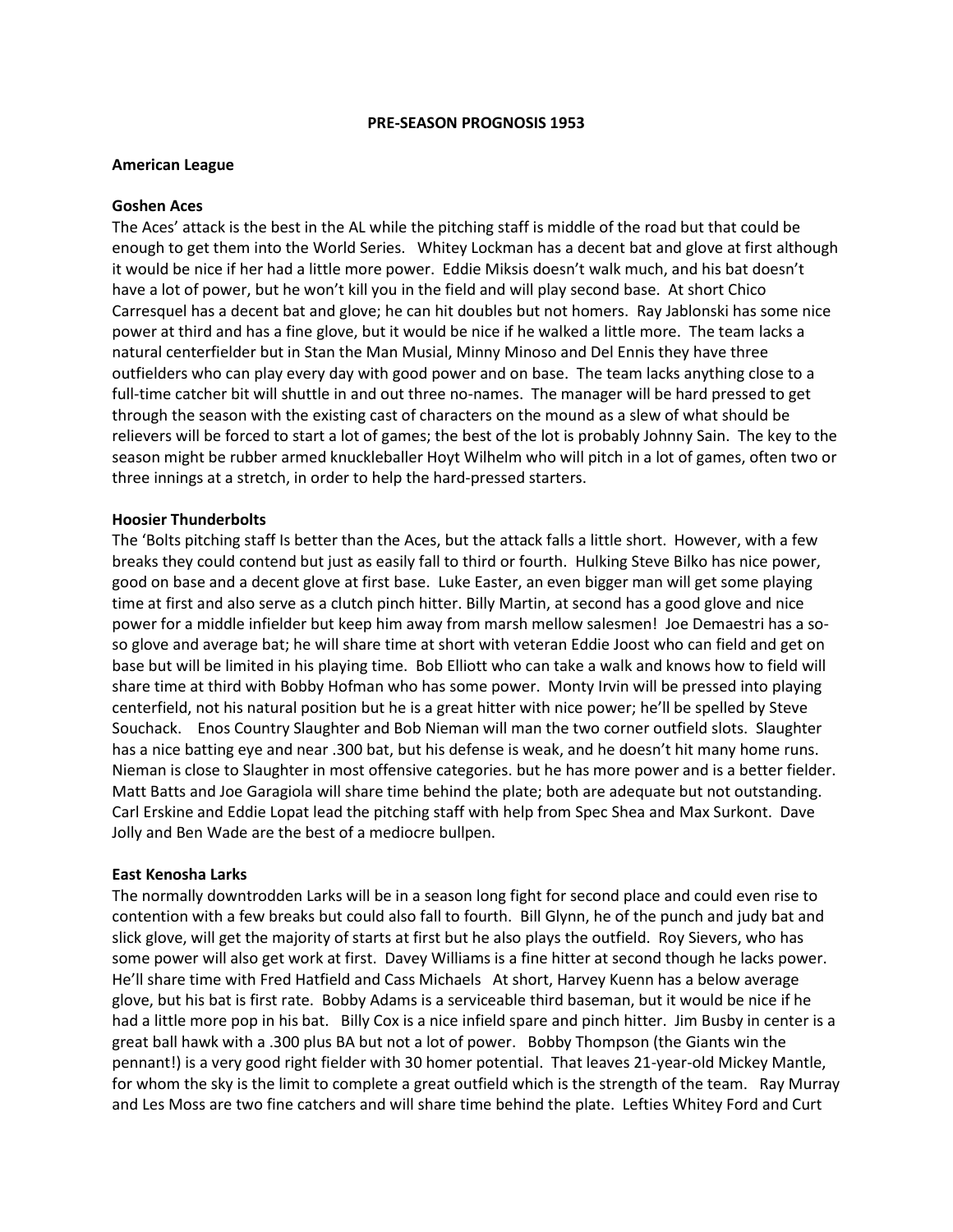# PRE-SEASON PROGNOSIS 1953

## American League

### Goshen Aces

The Aces' attack is the best in the AL while the pitching staff is middle of the road but that could be enough to get them into the World Series. Whitey Lockman has a decent bat and glove at first although it would be nice if her had a little more power. Eddie Miksis doesn't walk much, and his bat doesn't have a lot of power, but he won't kill you in the field and will play second base. At short Chico Carresquel has a decent bat and glove; he can hit doubles but not homers. Ray Jablonski has some nice power at third and has a fine glove, but it would be nice if he walked a little more. The team lacks a natural centerfielder but in Stan the Man Musial, Minny Minoso and Del Ennis they have three outfielders who can play every day with good power and on base. The team lacks anything close to a full-time catcher bit will shuttle in and out three no-names. The manager will be hard pressed to get through the season with the existing cast of characters on the mound as a slew of what should be relievers will be forced to start a lot of games; the best of the lot is probably Johnny Sain. The key to the season might be rubber armed knuckleballer Hoyt Wilhelm who will pitch in a lot of games, often two or three innings at a stretch, in order to help the hard-pressed starters.

### Hoosier Thunderbolts

The 'Bolts pitching staff Is better than the Aces, but the attack falls a little short. However, with a few breaks they could contend but just as easily fall to third or fourth. Hulking Steve Bilko has nice power, good on base and a decent glove at first base. Luke Easter, an even bigger man will get some playing time at first and also serve as a clutch pinch hitter. Billy Martin, at second has a good glove and nice power for a middle infielder but keep him away from marsh mellow salesmen! Joe Demaestri has a so-so glove and average bat; he will share time at short with veteran Eddie Joost who can field and get on base but will be limited in his playing time. Bob Elliott who can take a walk and knows how to field will share time at third with Bobby Hofman who has some power. Monty Irvin will be pressed into playing centerfield, not his natural position but he is a great hitter with nice power; he'll be spelled by Steve Souchack. Enos Country Slaughter and Bob Nieman will man the two corner outfield slots. Slaughter has a nice batting eye and near .300 bat, but his defense is weak, and he doesn't hit many home runs. Nieman is close to Slaughter in most offensive categories. but he has more power and is a better fielder. Matt Batts and Joe Garagiola will share time behind the plate; both are adequate but not outstanding. Carl Erskine and Eddie Lopat lead the pitching staff with help from Spec Shea and Max Surkont. Dave Jolly and Ben Wade are the best of a mediocre bullpen.

### East Kenosha Larks

The normally downtrodden Larks will be in a season long fight for second place and could even rise to contention with a few breaks but could also fall to fourth. Bill Glynn, he of the punch and judy bat and slick glove, will get the majority of starts at first but he also plays the outfield. Roy Sievers, who has some power will also get work at first. Davey Williams is a fine hitter at second though he lacks power. He'll share time with Fred Hatfield and Cass Michaels At short, Harvey Kuenn has a below average glove, but his bat is first rate. Bobby Adams is a serviceable third baseman, but it would be nice if he had a little more pop in his bat. Billy Cox is a nice infield spare and pinch hitter. Jim Busby in center is a great ball hawk with a .300 plus BA but not a lot of power. Bobby Thompson (the Giants win the pennant!) is a very good right fielder with 30 homer potential. That leaves 21-year-old Mickey Mantle, for whom the sky is the limit to complete a great outfield which is the strength of the team. Ray Murray and Les Moss are two fine catchers and will share time behind the plate. Lefties Whitey Ford and Curt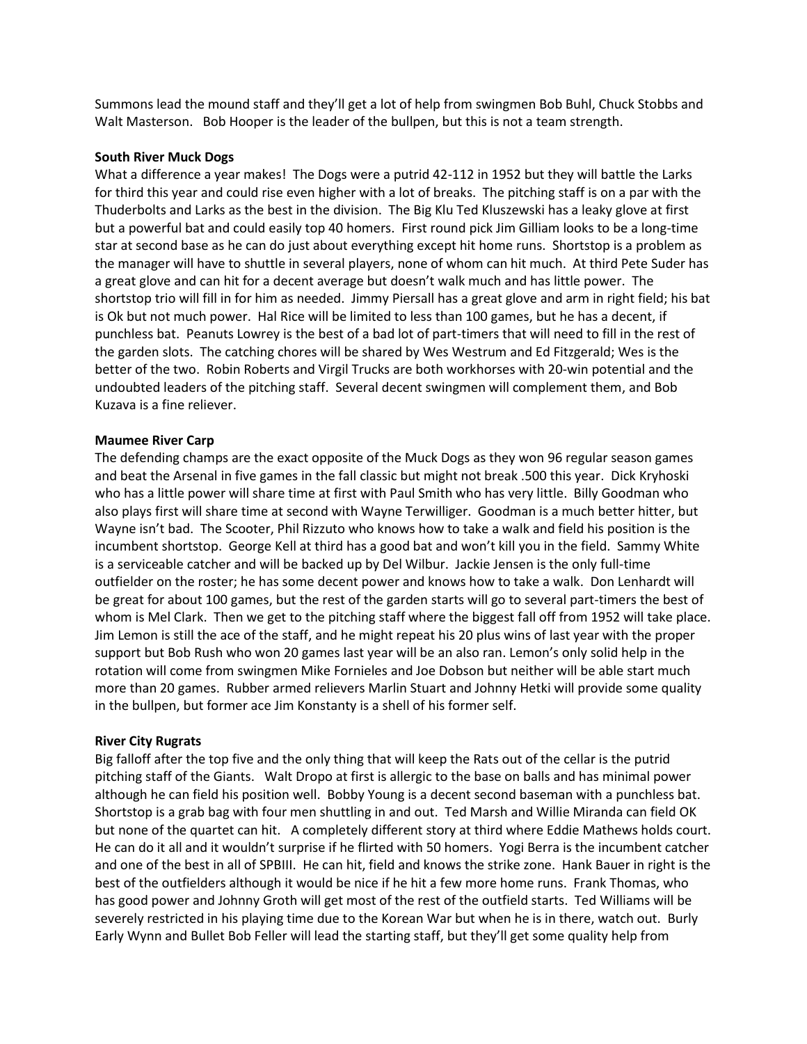Summons lead the mound staff and they'll get a lot of help from swingmen Bob Buhl, Chuck Stobbs and Walt Masterson. Bob Hooper is the leader of the bullpen, but this is not a team strength.

**South River Muck Dogs**

What a difference a year makes! The Dogs were a putrid 42-112 in 1952 but they will battle the Larks for third this year and could rise even higher with a lot of breaks. The pitching staff is on a par with the Thuderbolts and Larks as the best in the division. The Big Klu Ted Kluszewski has a leaky glove at first but a powerful bat and could easily top 40 homers. First round pick Jim Gilliam looks to be a long-time star at second base as he can do just about everything except hit home runs. Shortstop is a problem as the manager will have to shuttle in several players, none of whom can hit much. At third Pete Suder has a great glove and can hit for a decent average but doesn't walk much and has little power. The shortstop trio will fill in for him as needed. Jimmy Piersall has a great glove and arm in right field; his bat is Ok but not much power. Hal Rice will be limited to less than 100 games, but he has a decent, if punchless bat. Peanuts Lowrey is the best of a bad lot of part-timers that will need to fill in the rest of the garden slots. The catching chores will be shared by Wes Westrum and Ed Fitzgerald; Wes is the better of the two. Robin Roberts and Virgil Trucks are both workhorses with 20-win potential and the undoubted leaders of the pitching staff. Several decent swingmen will complement them, and Bob Kuzava is a fine reliever.

**Maumee River Carp**

The defending champs are the exact opposite of the Muck Dogs as they won 96 regular season games and beat the Arsenal in five games in the fall classic but might not break .500 this year. Dick Kryhoski who has a little power will share time at first with Paul Smith who has very little. Billy Goodman who also plays first will share time at second with Wayne Terwilliger. Goodman is a much better hitter, but Wayne isn't bad. The Scooter, Phil Rizzuto who knows how to take a walk and field his position is the incumbent shortstop. George Kell at third has a good bat and won't kill you in the field. Sammy White is a serviceable catcher and will be backed up by Del Wilbur. Jackie Jensen is the only full-time outfielder on the roster; he has some decent power and knows how to take a walk. Don Lenhardt will be great for about 100 games, but the rest of the garden starts will go to several part-timers the best of whom is Mel Clark. Then we get to the pitching staff where the biggest fall off from 1952 will take place. Jim Lemon is still the ace of the staff, and he might repeat his 20 plus wins of last year with the proper support but Bob Rush who won 20 games last year will be an also ran. Lemon's only solid help in the rotation will come from swingmen Mike Fornieles and Joe Dobson but neither will be able start much more than 20 games. Rubber armed relievers Marlin Stuart and Johnny Hetki will provide some quality in the bullpen, but former ace Jim Konstanty is a shell of his former self.

**River City Rugrats**

Big falloff after the top five and the only thing that will keep the Rats out of the cellar is the putrid pitching staff of the Giants. Walt Dropo at first is allergic to the base on balls and has minimal power although he can field his position well. Bobby Young is a decent second baseman with a punchless bat. Shortstop is a grab bag with four men shuttling in and out. Ted Marsh and Willie Miranda can field OK but none of the quartet can hit. A completely different story at third where Eddie Mathews holds court. He can do it all and it wouldn't surprise if he flirted with 50 homers. Yogi Berra is the incumbent catcher and one of the best in all of SPBIII. He can hit, field and knows the strike zone. Hank Bauer in right is the best of the outfielders although it would be nice if he hit a few more home runs. Frank Thomas, who has good power and Johnny Groth will get most of the rest of the outfield starts. Ted Williams will be severely restricted in his playing time due to the Korean War but when he is in there, watch out. Burly Early Wynn and Bullet Bob Feller will lead the starting staff, but they'll get some quality help from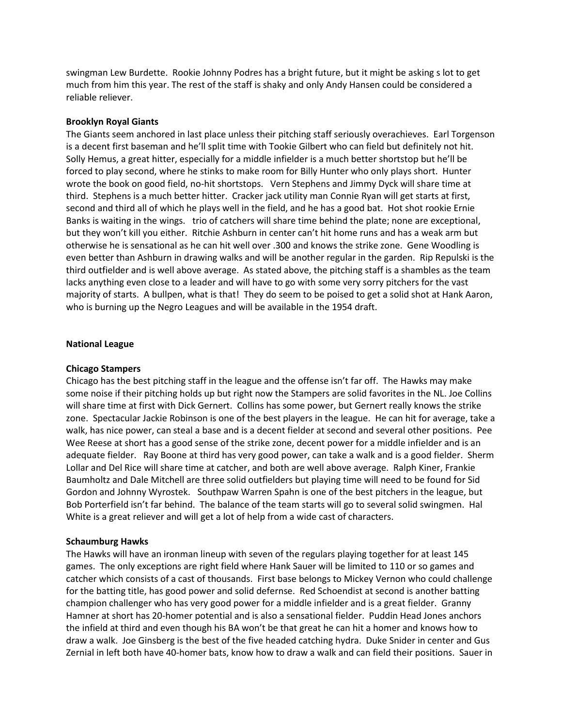swingman Lew Burdette. Rookie Johnny Podres has a bright future, but it might be asking s lot to get much from him this year. The rest of the staff is shaky and only Andy Hansen could be considered a reliable reliever.

**Brooklyn Royal Giants**

The Giants seem anchored in last place unless their pitching staff seriously overachieves. Earl Torgenson is a decent first baseman and he'll split time with Tookie Gilbert who can field but definitely not hit. Solly Hemus, a great hitter, especially for a middle infielder is a much better shortstop but he'll be forced to play second, where he stinks to make room for Billy Hunter who only plays short. Hunter wrote the book on good field, no-hit shortstops. Vern Stephens and Jimmy Dyck will share time at third. Stephens is a much better hitter. Cracker jack utility man Connie Ryan will get starts at first, second and third all of which he plays well in the field, and he has a good bat. Hot shot rookie Ernie Banks is waiting in the wings. trio of catchers will share time behind the plate; none are exceptional, but they won't kill you either. Ritchie Ashburn in center can't hit home runs and has a weak arm but otherwise he is sensational as he can hit well over .300 and knows the strike zone. Gene Woodling is even better than Ashburn in drawing walks and will be another regular in the garden. Rip Repulski is the third outfielder and is well above average. As stated above, the pitching staff is a shambles as the team lacks anything even close to a leader and will have to go with some very sorry pitchers for the vast majority of starts. A bullpen, what is that! They do seem to be poised to get a solid shot at Hank Aaron, who is burning up the Negro Leagues and will be available in the 1954 draft.

**National League**

**Chicago Stampers**

Chicago has the best pitching staff in the league and the offense isn't far off. The Hawks may make some noise if their pitching holds up but right now the Stampers are solid favorites in the NL. Joe Collins will share time at first with Dick Gernert. Collins has some power, but Gernert really knows the strike zone. Spectacular Jackie Robinson is one of the best players in the league. He can hit for average, take a walk, has nice power, can steal a base and is a decent fielder at second and several other positions. Pee Wee Reese at short has a good sense of the strike zone, decent power for a middle infielder and is an adequate fielder. Ray Boone at third has very good power, can take a walk and is a good fielder. Sherm Lollar and Del Rice will share time at catcher, and both are well above average. Ralph Kiner, Frankie Baumholtz and Dale Mitchell are three solid outfielders but playing time will need to be found for Sid Gordon and Johnny Wyrostek. Southpaw Warren Spahn is one of the best pitchers in the league, but Bob Porterfield isn't far behind. The balance of the team starts will go to several solid swingmen. Hal White is a great reliever and will get a lot of help from a wide cast of characters.

**Schaumburg Hawks**

The Hawks will have an ironman lineup with seven of the regulars playing together for at least 145 games. The only exceptions are right field where Hank Sauer will be limited to 110 or so games and catcher which consists of a cast of thousands. First base belongs to Mickey Vernon who could challenge for the batting title, has good power and solid defernse. Red Schoendist at second is another batting champion challenger who has very good power for a middle infielder and is a great fielder. Granny Hamner at short has 20-homer potential and is also a sensational fielder. Puddin Head Jones anchors the infield at third and even though his BA won't be that great he can hit a homer and knows how to draw a walk. Joe Ginsberg is the best of the five headed catching hydra. Duke Snider in center and Gus Zernial in left both have 40-homer bats, know how to draw a walk and can field their positions. Sauer in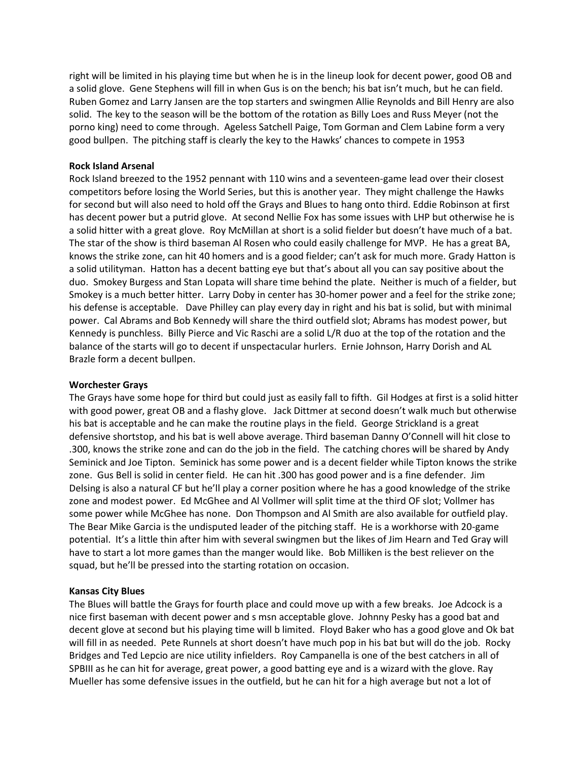right will be limited in his playing time but when he is in the lineup look for decent power, good OB and a solid glove. Gene Stephens will fill in when Gus is on the bench; his bat isn't much, but he can field. Ruben Gomez and Larry Jansen are the top starters and swingmen Allie Reynolds and Bill Henry are also solid. The key to the season will be the bottom of the rotation as Billy Loes and Russ Meyer (not the porno king) need to come through. Ageless Satchell Paige, Tom Gorman and Clem Labine form a very good bullpen. The pitching staff is clearly the key to the Hawks' chances to compete in 1953

**Rock Island Arsenal**

Rock Island breezed to the 1952 pennant with 110 wins and a seventeen-game lead over their closest competitors before losing the World Series, but this is another year. They might challenge the Hawks for second but will also need to hold off the Grays and Blues to hang onto third. Eddie Robinson at first has decent power but a putrid glove. At second Nellie Fox has some issues with LHP but otherwise he is a solid hitter with a great glove. Roy McMillan at short is a solid fielder but doesn't have much of a bat. The star of the show is third baseman Al Rosen who could easily challenge for MVP. He has a great BA, knows the strike zone, can hit 40 homers and is a good fielder; can't ask for much more. Grady Hatton is a solid utilityman. Hatton has a decent batting eye but that's about all you can say positive about the duo. Smokey Burgess and Stan Lopata will share time behind the plate. Neither is much of a fielder, but Smokey is a much better hitter. Larry Doby in center has 30-homer power and a feel for the strike zone; his defense is acceptable. Dave Philley can play every day in right and his bat is solid, but with minimal power. Cal Abrams and Bob Kennedy will share the third outfield slot; Abrams has modest power, but Kennedy is punchless. Billy Pierce and Vic Raschi are a solid L/R duo at the top of the rotation and the balance of the starts will go to decent if unspectacular hurlers. Ernie Johnson, Harry Dorish and AL Brazle form a decent bullpen.

**Worchester Grays**

The Grays have some hope for third but could just as easily fall to fifth. Gil Hodges at first is a solid hitter with good power, great OB and a flashy glove. Jack Dittmer at second doesn't walk much but otherwise his bat is acceptable and he can make the routine plays in the field. George Strickland is a great defensive shortstop, and his bat is well above average. Third baseman Danny O'Connell will hit close to .300, knows the strike zone and can do the job in the field. The catching chores will be shared by Andy Seminick and Joe Tipton. Seminick has some power and is a decent fielder while Tipton knows the strike zone. Gus Bell is solid in center field. He can hit .300 has good power and is a fine defender. Jim Delsing is also a natural CF but he'll play a corner position where he has a good knowledge of the strike zone and modest power. Ed McGhee and Al Vollmer will split time at the third OF slot; Vollmer has some power while McGhee has none. Don Thompson and Al Smith are also available for outfield play. The Bear Mike Garcia is the undisputed leader of the pitching staff. He is a workhorse with 20-game potential. It's a little thin after him with several swingmen but the likes of Jim Hearn and Ted Gray will have to start a lot more games than the manger would like. Bob Milliken is the best reliever on the squad, but he'll be pressed into the starting rotation on occasion.

**Kansas City Blues**

The Blues will battle the Grays for fourth place and could move up with a few breaks. Joe Adcock is a nice first baseman with decent power and s msn acceptable glove. Johnny Pesky has a good bat and decent glove at second but his playing time will b limited. Floyd Baker who has a good glove and Ok bat will fill in as needed. Pete Runnels at short doesn't have much pop in his bat but will do the job. Rocky Bridges and Ted Lepcio are nice utility infielders. Roy Campanella is one of the best catchers in all of SPBIII as he can hit for average, great power, a good batting eye and is a wizard with the glove. Ray Mueller has some defensive issues in the outfield, but he can hit for a high average but not a lot of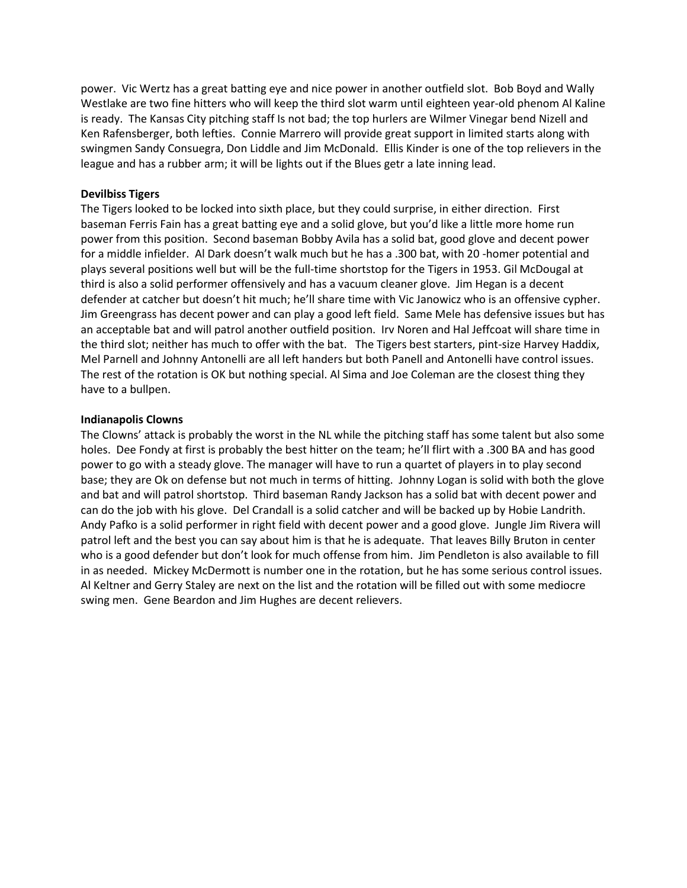power. Vic Wertz has a great batting eye and nice power in another outfield slot. Bob Boyd and Wally Westlake are two fine hitters who will keep the third slot warm until eighteen year-old phenom Al Kaline is ready. The Kansas City pitching staff Is not bad; the top hurlers are Wilmer Vinegar bend Nizell and Ken Rafensberger, both lefties. Connie Marrero will provide great support in limited starts along with swingmen Sandy Consuegra, Don Liddle and Jim McDonald. Ellis Kinder is one of the top relievers in the league and has a rubber arm; it will be lights out if the Blues getr a late inning lead.

**Devilbiss Tigers**

The Tigers looked to be locked into sixth place, but they could surprise, in either direction. First baseman Ferris Fain has a great batting eye and a solid glove, but you'd like a little more home run power from this position. Second baseman Bobby Avila has a solid bat, good glove and decent power for a middle infielder. Al Dark doesn't walk much but he has a .300 bat, with 20 -homer potential and plays several positions well but will be the full-time shortstop for the Tigers in 1953. Gil McDougal at third is also a solid performer offensively and has a vacuum cleaner glove. Jim Hegan is a decent defender at catcher but doesn't hit much; he'll share time with Vic Janowicz who is an offensive cypher. Jim Greengrass has decent power and can play a good left field. Same Mele has defensive issues but has an acceptable bat and will patrol another outfield position. Irv Noren and Hal Jeffcoat will share time in the third slot; neither has much to offer with the bat. The Tigers best starters, pint-size Harvey Haddix, Mel Parnell and Johnny Antonelli are all left handers but both Panell and Antonelli have control issues. The rest of the rotation is OK but nothing special. Al Sima and Joe Coleman are the closest thing they have to a bullpen.

**Indianapolis Clowns**

The Clowns' attack is probably the worst in the NL while the pitching staff has some talent but also some holes. Dee Fondy at first is probably the best hitter on the team; he'll flirt with a .300 BA and has good power to go with a steady glove. The manager will have to run a quartet of players in to play second base; they are Ok on defense but not much in terms of hitting. Johnny Logan is solid with both the glove and bat and will patrol shortstop. Third baseman Randy Jackson has a solid bat with decent power and can do the job with his glove. Del Crandall is a solid catcher and will be backed up by Hobie Landrith. Andy Pafko is a solid performer in right field with decent power and a good glove. Jungle Jim Rivera will patrol left and the best you can say about him is that he is adequate. That leaves Billy Bruton in center who is a good defender but don't look for much offense from him. Jim Pendleton is also available to fill in as needed. Mickey McDermott is number one in the rotation, but he has some serious control issues. Al Keltner and Gerry Staley are next on the list and the rotation will be filled out with some mediocre swing men. Gene Beardon and Jim Hughes are decent relievers.